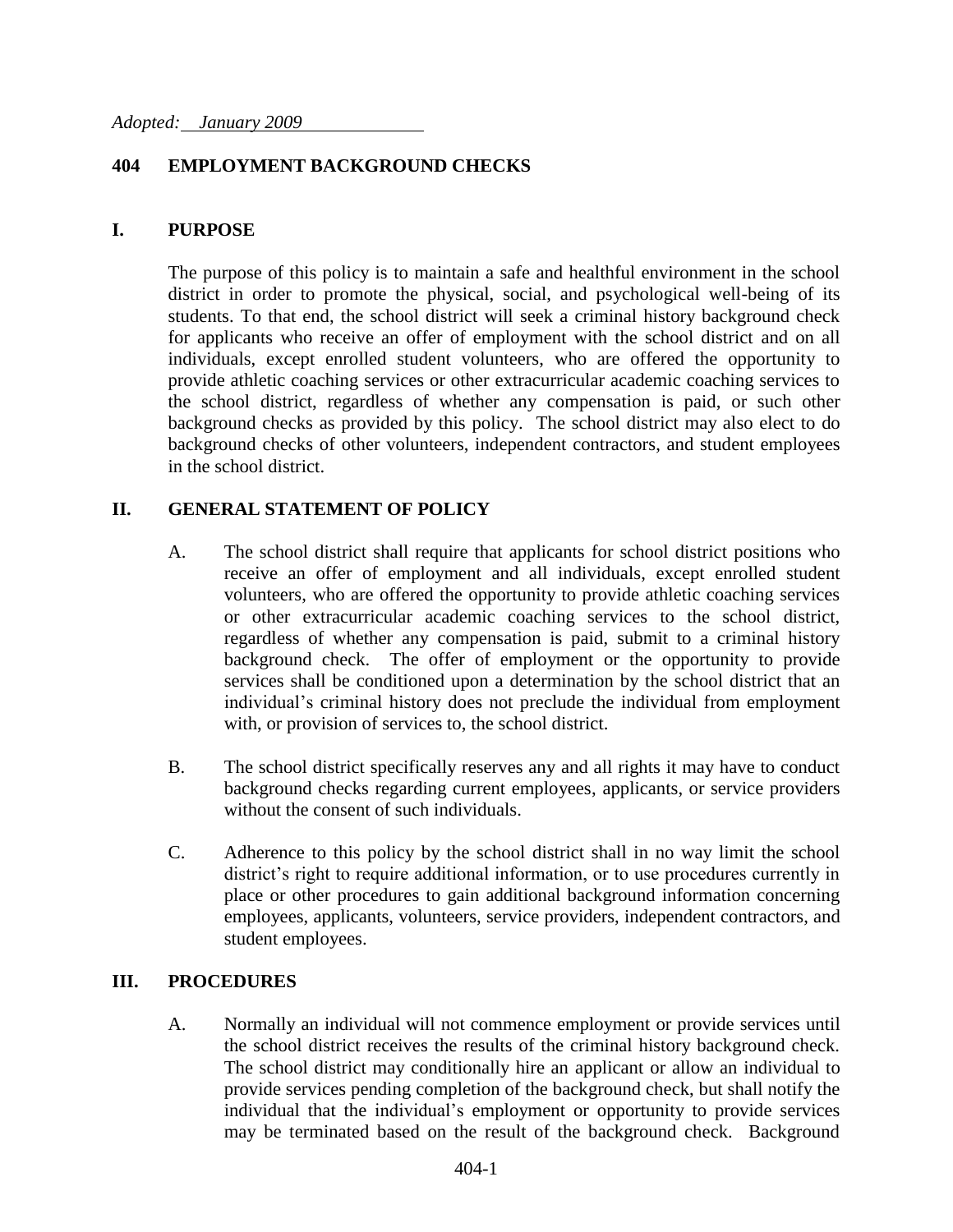*Adopted: January 2009*

# 404 EMPLOYMENT BACKGROUND CHECKS

## I. PURPOSE

The purpose of this policy is to maintain a safe and healthful environment in the school district in order to promote the physical, social, and psychological well-being of its students. To that end, the school district will seek a criminal history background check for applicants who receive an offer of employment with the school district and on all individuals, except enrolled student volunteers, who are offered the opportunity to provide athletic coaching services or other extracurricular academic coaching services to the school district, regardless of whether any compensation is paid, or such other background checks as provided by this policy. The school district may also elect to do background checks of other volunteers, independent contractors, and student employees in the school district.

## II. GENERAL STATEMENT OF POLICY

A. The school district shall require that applicants for school district positions who receive an offer of employment and all individuals, except enrolled student volunteers, who are offered the opportunity to provide athletic coaching services or other extracurricular academic coaching services to the school district, regardless of whether any compensation is paid, submit to a criminal history background check. The offer of employment or the opportunity to provide services shall be conditioned upon a determination by the school district that an individual's criminal history does not preclude the individual from employment with, or provision of services to, the school district.

B. The school district specifically reserves any and all rights it may have to conduct background checks regarding current employees, applicants, or service providers without the consent of such individuals.

C. Adherence to this policy by the school district shall in no way limit the school district's right to require additional information, or to use procedures currently in place or other procedures to gain additional background information concerning employees, applicants, volunteers, service providers, independent contractors, and student employees.

## III. PROCEDURES

A. Normally an individual will not commence employment or provide services until the school district receives the results of the criminal history background check. The school district may conditionally hire an applicant or allow an individual to provide services pending completion of the background check, but shall notify the individual that the individual's employment or opportunity to provide services may be terminated based on the result of the background check. Background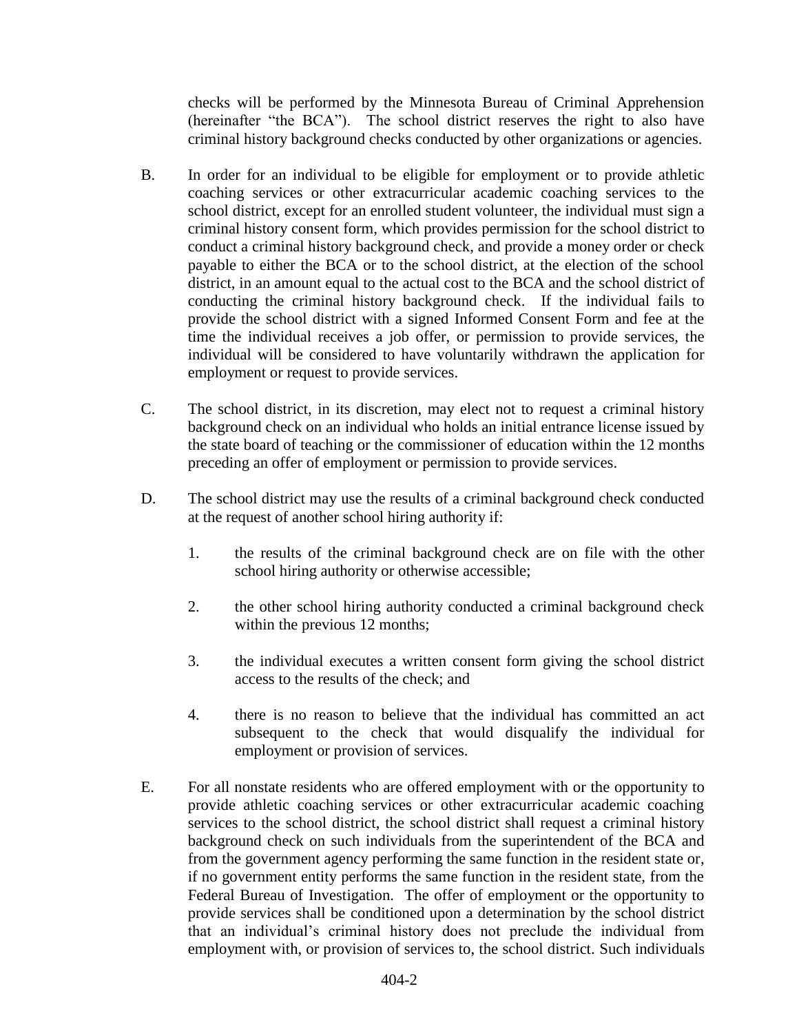checks will be performed by the Minnesota Bureau of Criminal Apprehension (hereinafter "the BCA"). The school district reserves the right to also have criminal history background checks conducted by other organizations or agencies.

B. In order for an individual to be eligible for employment or to provide athletic coaching services or other extracurricular academic coaching services to the school district, except for an enrolled student volunteer, the individual must sign a criminal history consent form, which provides permission for the school district to conduct a criminal history background check, and provide a money order or check payable to either the BCA or to the school district, at the election of the school district, in an amount equal to the actual cost to the BCA and the school district of conducting the criminal history background check. If the individual fails to provide the school district with a signed Informed Consent Form and fee at the time the individual receives a job offer, or permission to provide services, the individual will be considered to have voluntarily withdrawn the application for employment or request to provide services.

C. The school district, in its discretion, may elect not to request a criminal history background check on an individual who holds an initial entrance license issued by the state board of teaching or the commissioner of education within the 12 months preceding an offer of employment or permission to provide services.

D. The school district may use the results of a criminal background check conducted at the request of another school hiring authority if:

   1. the results of the criminal background check are on file with the other school hiring authority or otherwise accessible;

   2. the other school hiring authority conducted a criminal background check within the previous 12 months;

   3. the individual executes a written consent form giving the school district access to the results of the check; and

   4. there is no reason to believe that the individual has committed an act subsequent to the check that would disqualify the individual for employment or provision of services.

E. For all nonstate residents who are offered employment with or the opportunity to provide athletic coaching services or other extracurricular academic coaching services to the school district, the school district shall request a criminal history background check on such individuals from the superintendent of the BCA and from the government agency performing the same function in the resident state or, if no government entity performs the same function in the resident state, from the Federal Bureau of Investigation. The offer of employment or the opportunity to provide services shall be conditioned upon a determination by the school district that an individual's criminal history does not preclude the individual from employment with, or provision of services to, the school district. Such individuals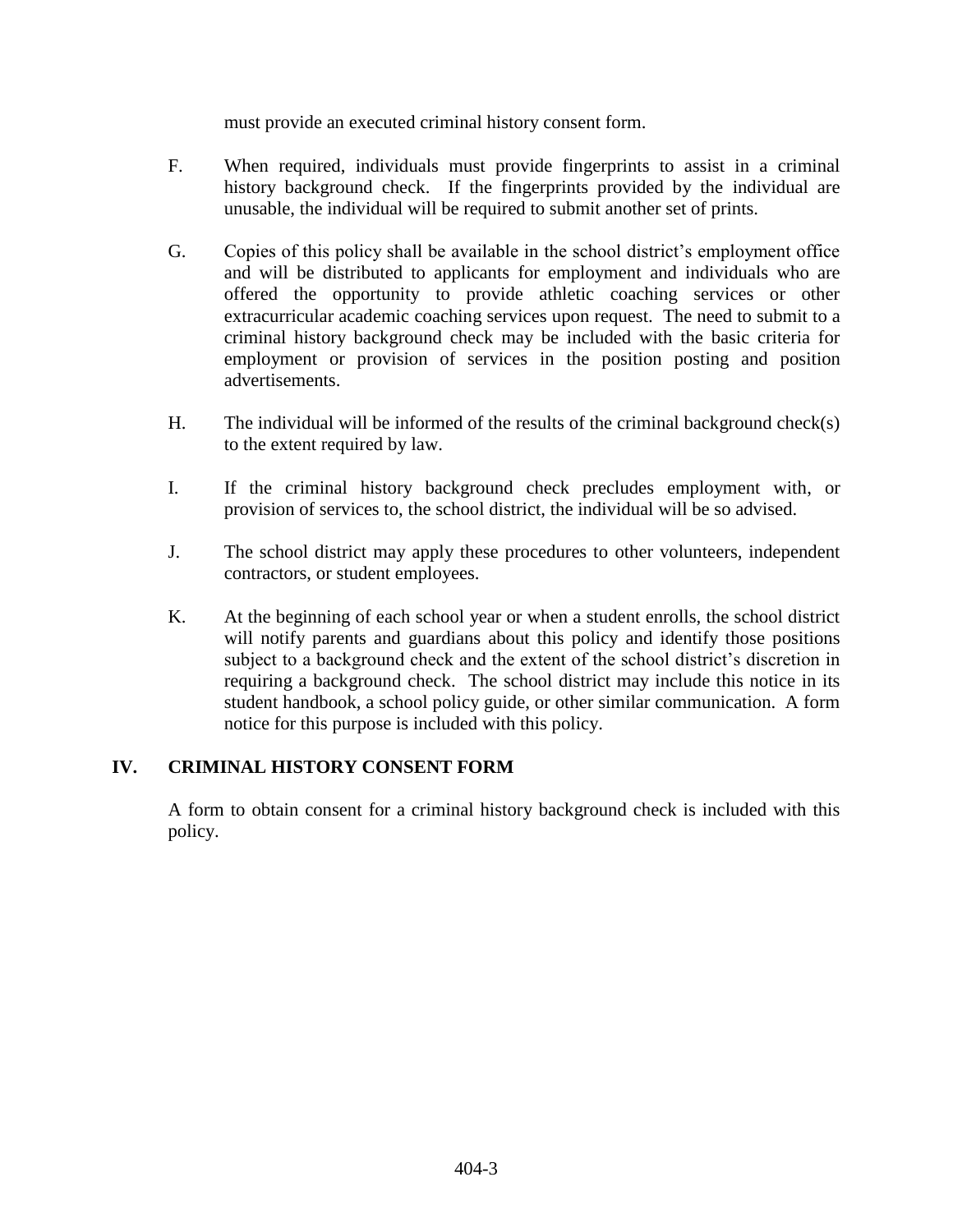must provide an executed criminal history consent form.

F. When required, individuals must provide fingerprints to assist in a criminal history background check. If the fingerprints provided by the individual are unusable, the individual will be required to submit another set of prints.

G. Copies of this policy shall be available in the school district's employment office and will be distributed to applicants for employment and individuals who are offered the opportunity to provide athletic coaching services or other extracurricular academic coaching services upon request. The need to submit to a criminal history background check may be included with the basic criteria for employment or provision of services in the position posting and position advertisements.

H. The individual will be informed of the results of the criminal background check(s) to the extent required by law.

I. If the criminal history background check precludes employment with, or provision of services to, the school district, the individual will be so advised.

J. The school district may apply these procedures to other volunteers, independent contractors, or student employees.

K. At the beginning of each school year or when a student enrolls, the school district will notify parents and guardians about this policy and identify those positions subject to a background check and the extent of the school district's discretion in requiring a background check. The school district may include this notice in its student handbook, a school policy guide, or other similar communication. A form notice for this purpose is included with this policy.

## IV. CRIMINAL HISTORY CONSENT FORM

A form to obtain consent for a criminal history background check is included with this policy.